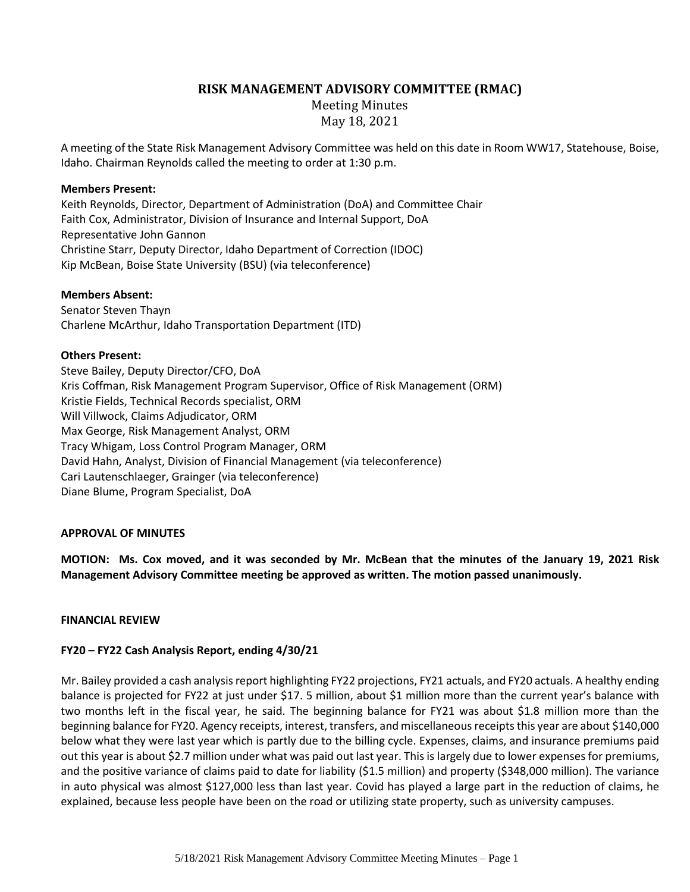# RISK MANAGEMENT ADVISORY COMMITTEE (RMAC)

Meeting Minutes
May 18, 2021

A meeting of the State Risk Management Advisory Committee was held on this date in Room WW17, Statehouse, Boise, Idaho. Chairman Reynolds called the meeting to order at 1:30 p.m.

**Members Present:**
Keith Reynolds, Director, Department of Administration (DoA) and Committee Chair
Faith Cox, Administrator, Division of Insurance and Internal Support, DoA
Representative John Gannon
Christine Starr, Deputy Director, Idaho Department of Correction (IDOC)
Kip McBean, Boise State University (BSU) (via teleconference)

**Members Absent:**
Senator Steven Thayn
Charlene McArthur, Idaho Transportation Department (ITD)

**Others Present:**
Steve Bailey, Deputy Director/CFO, DoA
Kris Coffman, Risk Management Program Supervisor, Office of Risk Management (ORM)
Kristie Fields, Technical Records specialist, ORM
Will Villwock, Claims Adjudicator, ORM
Max George, Risk Management Analyst, ORM
Tracy Whigam, Loss Control Program Manager, ORM
David Hahn, Analyst, Division of Financial Management (via teleconference)
Cari Lautenschlaeger, Grainger (via teleconference)
Diane Blume, Program Specialist, DoA

**APPROVAL OF MINUTES**

**MOTION: Ms. Cox moved, and it was seconded by Mr. McBean that the minutes of the January 19, 2021 Risk Management Advisory Committee meeting be approved as written. The motion passed unanimously.**

**FINANCIAL REVIEW**

**FY20 – FY22 Cash Analysis Report, ending 4/30/21**

Mr. Bailey provided a cash analysis report highlighting FY22 projections, FY21 actuals, and FY20 actuals. A healthy ending balance is projected for FY22 at just under $17. 5 million, about $1 million more than the current year's balance with two months left in the fiscal year, he said. The beginning balance for FY21 was about $1.8 million more than the beginning balance for FY20. Agency receipts, interest, transfers, and miscellaneous receipts this year are about $140,000 below what they were last year which is partly due to the billing cycle. Expenses, claims, and insurance premiums paid out this year is about $2.7 million under what was paid out last year. This is largely due to lower expenses for premiums, and the positive variance of claims paid to date for liability ($1.5 million) and property ($348,000 million). The variance in auto physical was almost $127,000 less than last year. Covid has played a large part in the reduction of claims, he explained, because less people have been on the road or utilizing state property, such as university campuses.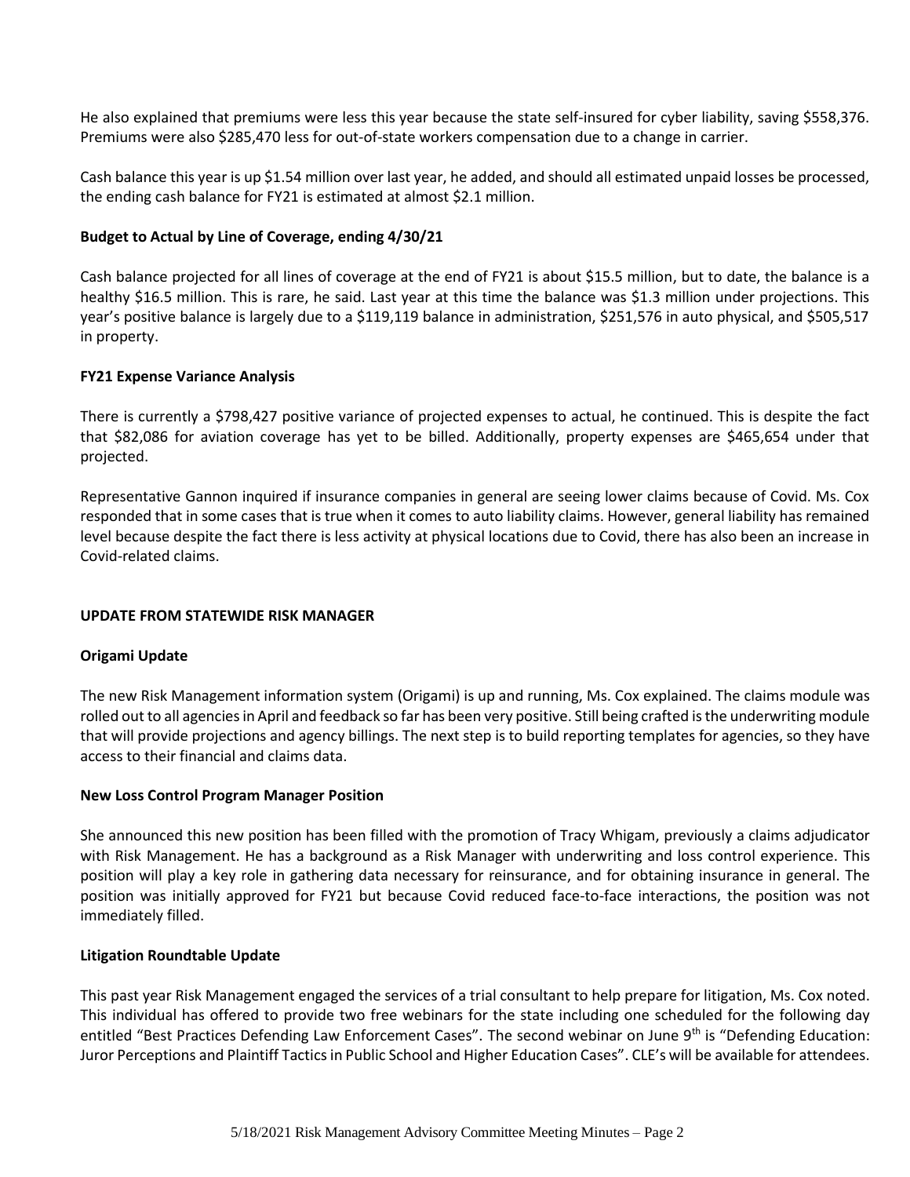He also explained that premiums were less this year because the state self-insured for cyber liability, saving $558,376. Premiums were also $285,470 less for out-of-state workers compensation due to a change in carrier.

Cash balance this year is up $1.54 million over last year, he added, and should all estimated unpaid losses be processed, the ending cash balance for FY21 is estimated at almost $2.1 million.

**Budget to Actual by Line of Coverage, ending 4/30/21**

Cash balance projected for all lines of coverage at the end of FY21 is about $15.5 million, but to date, the balance is a healthy $16.5 million. This is rare, he said. Last year at this time the balance was $1.3 million under projections. This year's positive balance is largely due to a $119,119 balance in administration, $251,576 in auto physical, and $505,517 in property.

**FY21 Expense Variance Analysis**

There is currently a $798,427 positive variance of projected expenses to actual, he continued. This is despite the fact that $82,086 for aviation coverage has yet to be billed. Additionally, property expenses are $465,654 under that projected.

Representative Gannon inquired if insurance companies in general are seeing lower claims because of Covid. Ms. Cox responded that in some cases that is true when it comes to auto liability claims. However, general liability has remained level because despite the fact there is less activity at physical locations due to Covid, there has also been an increase in Covid-related claims.

**UPDATE FROM STATEWIDE RISK MANAGER**

**Origami Update**

The new Risk Management information system (Origami) is up and running, Ms. Cox explained. The claims module was rolled out to all agencies in April and feedback so far has been very positive. Still being crafted is the underwriting module that will provide projections and agency billings. The next step is to build reporting templates for agencies, so they have access to their financial and claims data.

**New Loss Control Program Manager Position**

She announced this new position has been filled with the promotion of Tracy Whigam, previously a claims adjudicator with Risk Management. He has a background as a Risk Manager with underwriting and loss control experience. This position will play a key role in gathering data necessary for reinsurance, and for obtaining insurance in general. The position was initially approved for FY21 but because Covid reduced face-to-face interactions, the position was not immediately filled.

**Litigation Roundtable Update**

This past year Risk Management engaged the services of a trial consultant to help prepare for litigation, Ms. Cox noted. This individual has offered to provide two free webinars for the state including one scheduled for the following day entitled "Best Practices Defending Law Enforcement Cases". The second webinar on June 9th is "Defending Education: Juror Perceptions and Plaintiff Tactics in Public School and Higher Education Cases". CLE's will be available for attendees.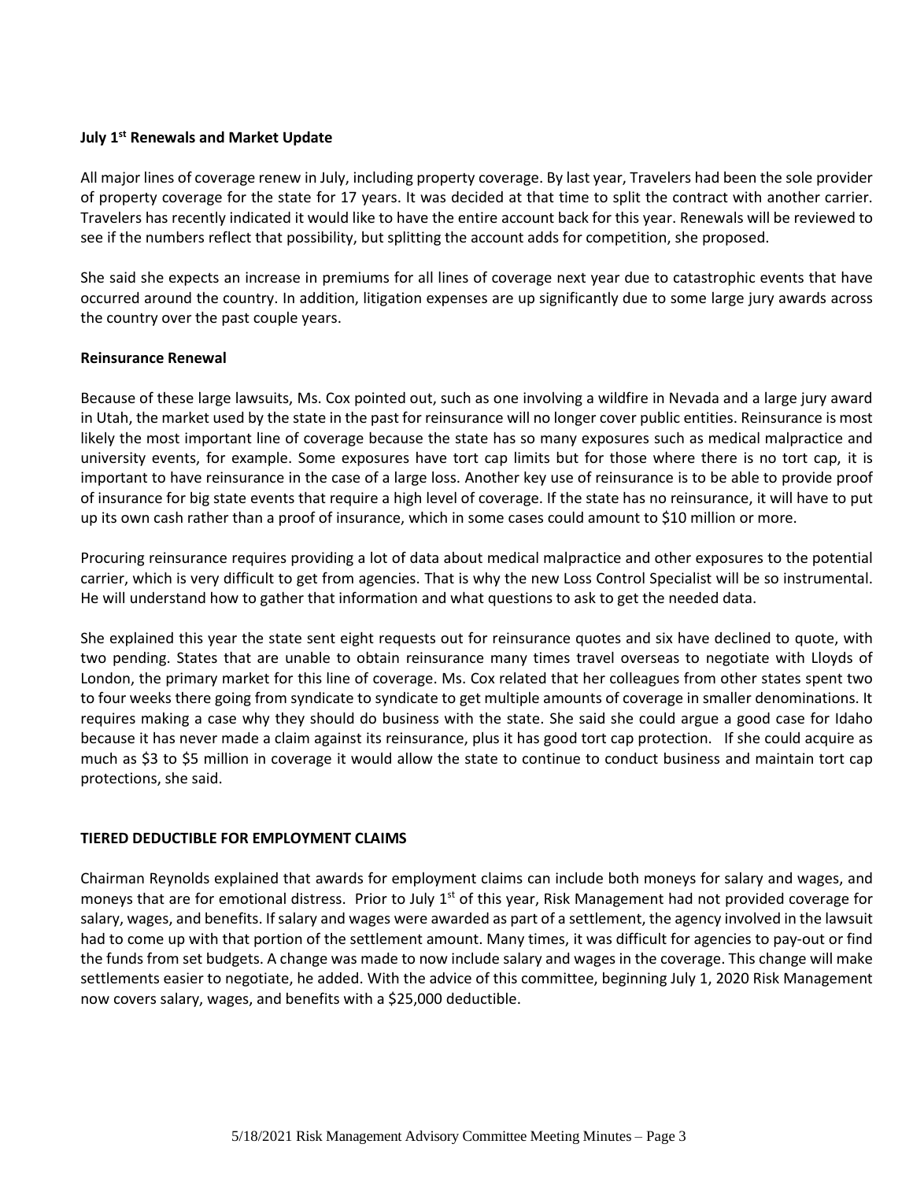**July 1st Renewals and Market Update**

All major lines of coverage renew in July, including property coverage. By last year, Travelers had been the sole provider of property coverage for the state for 17 years. It was decided at that time to split the contract with another carrier. Travelers has recently indicated it would like to have the entire account back for this year. Renewals will be reviewed to see if the numbers reflect that possibility, but splitting the account adds for competition, she proposed.

She said she expects an increase in premiums for all lines of coverage next year due to catastrophic events that have occurred around the country. In addition, litigation expenses are up significantly due to some large jury awards across the country over the past couple years.

**Reinsurance Renewal**

Because of these large lawsuits, Ms. Cox pointed out, such as one involving a wildfire in Nevada and a large jury award in Utah, the market used by the state in the past for reinsurance will no longer cover public entities. Reinsurance is most likely the most important line of coverage because the state has so many exposures such as medical malpractice and university events, for example. Some exposures have tort cap limits but for those where there is no tort cap, it is important to have reinsurance in the case of a large loss. Another key use of reinsurance is to be able to provide proof of insurance for big state events that require a high level of coverage. If the state has no reinsurance, it will have to put up its own cash rather than a proof of insurance, which in some cases could amount to $10 million or more.

Procuring reinsurance requires providing a lot of data about medical malpractice and other exposures to the potential carrier, which is very difficult to get from agencies. That is why the new Loss Control Specialist will be so instrumental. He will understand how to gather that information and what questions to ask to get the needed data.

She explained this year the state sent eight requests out for reinsurance quotes and six have declined to quote, with two pending. States that are unable to obtain reinsurance many times travel overseas to negotiate with Lloyds of London, the primary market for this line of coverage. Ms. Cox related that her colleagues from other states spent two to four weeks there going from syndicate to syndicate to get multiple amounts of coverage in smaller denominations. It requires making a case why they should do business with the state. She said she could argue a good case for Idaho because it has never made a claim against its reinsurance, plus it has good tort cap protection. If she could acquire as much as $3 to $5 million in coverage it would allow the state to continue to conduct business and maintain tort cap protections, she said.

**TIERED DEDUCTIBLE FOR EMPLOYMENT CLAIMS**

Chairman Reynolds explained that awards for employment claims can include both moneys for salary and wages, and moneys that are for emotional distress. Prior to July 1st of this year, Risk Management had not provided coverage for salary, wages, and benefits. If salary and wages were awarded as part of a settlement, the agency involved in the lawsuit had to come up with that portion of the settlement amount. Many times, it was difficult for agencies to pay-out or find the funds from set budgets. A change was made to now include salary and wages in the coverage. This change will make settlements easier to negotiate, he added. With the advice of this committee, beginning July 1, 2020 Risk Management now covers salary, wages, and benefits with a $25,000 deductible.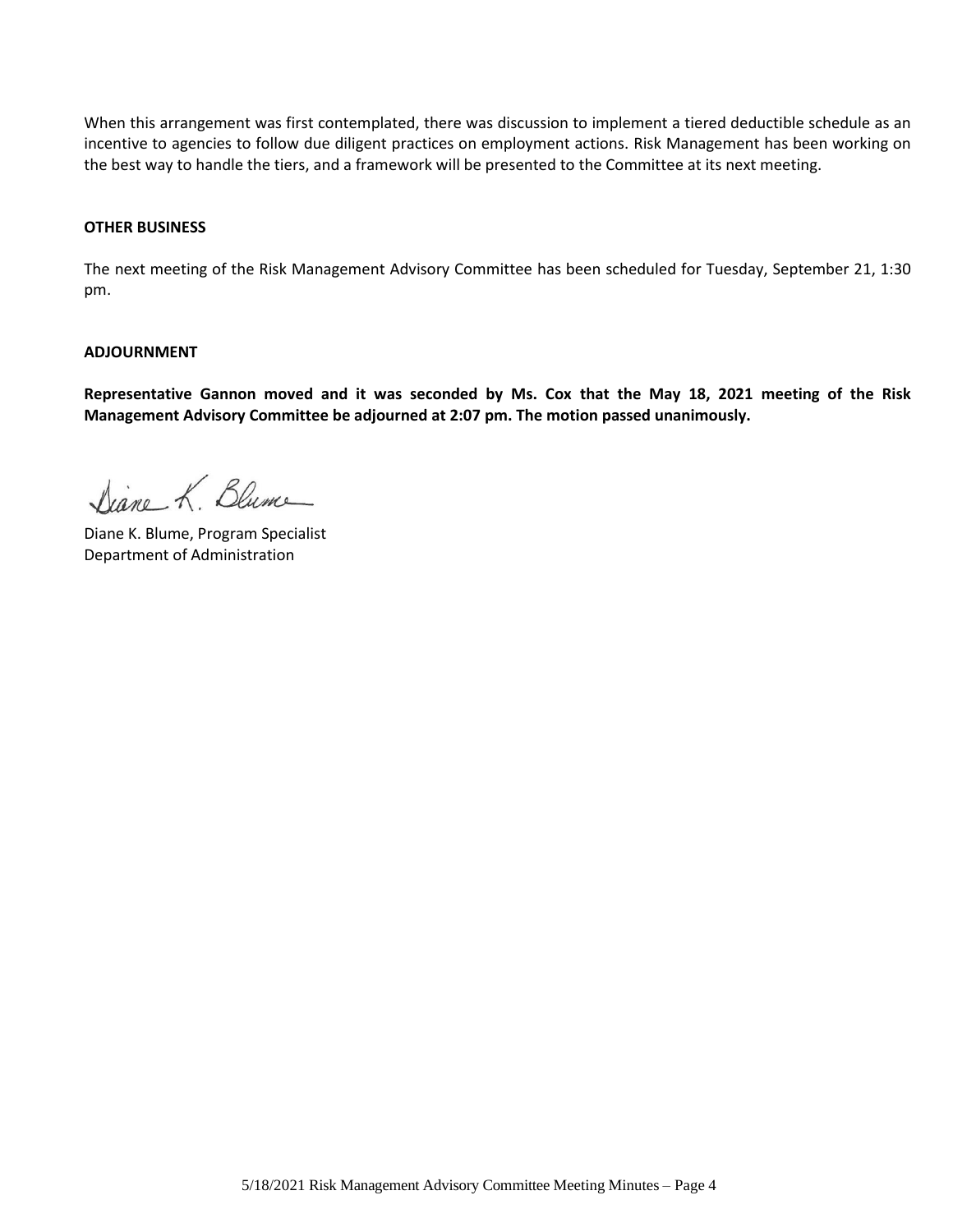When this arrangement was first contemplated, there was discussion to implement a tiered deductible schedule as an incentive to agencies to follow due diligent practices on employment actions. Risk Management has been working on the best way to handle the tiers, and a framework will be presented to the Committee at its next meeting.

**OTHER BUSINESS**

The next meeting of the Risk Management Advisory Committee has been scheduled for Tuesday, September 21, 1:30 pm.

**ADJOURNMENT**

**Representative Gannon moved and it was seconded by Ms. Cox that the May 18, 2021 meeting of the Risk Management Advisory Committee be adjourned at 2:07 pm. The motion passed unanimously.**

Diane K. Blume

Diane K. Blume, Program Specialist
Department of Administration